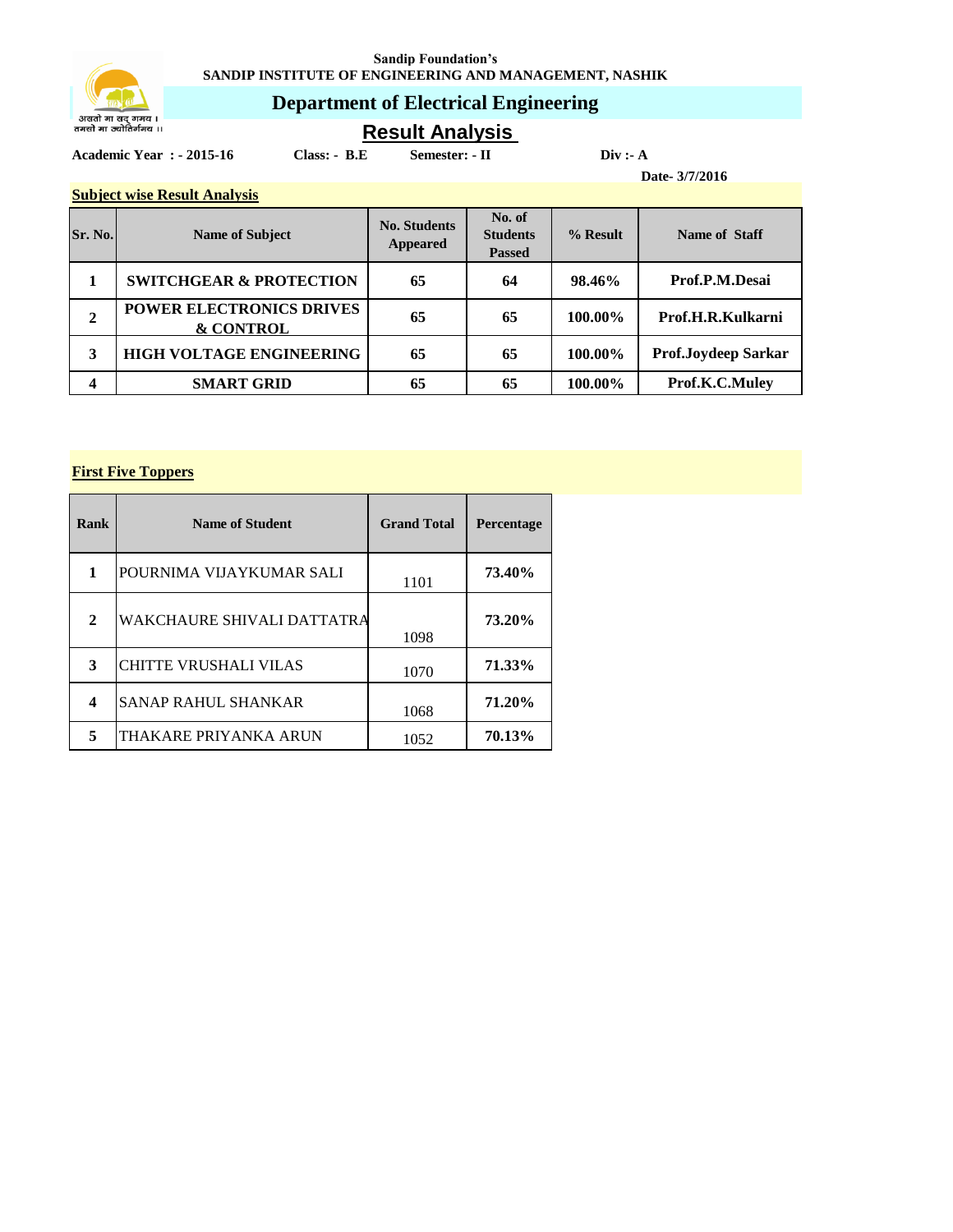Sandip Foundation's

**SANDIP INSTITUTE OF ENGINEERING AND MANAGEMENT, NASHIK**

असतो मा सद् गमय ।
तमसो मा ज्योतिर्गमय ।।

# Department of Electrical Engineering

## Result Analysis

**Academic Year : - 2015-16** **Class: - B.E** **Semester: - II** **Div :- A**

**Date- 3/7/2016**

**Subject wise Result Analysis**

| Sr. No. | Name of Subject | No. Students Appeared | No. of Students Passed | % Result | Name of Staff |
|---|---|---|---|---|---|
| 1 | SWITCHGEAR & PROTECTION | 65 | 64 | 98.46% | Prof.P.M.Desai |
| 2 | POWER ELECTRONICS DRIVES & CONTROL | 65 | 65 | 100.00% | Prof.H.R.Kulkarni |
| 3 | HIGH VOLTAGE ENGINEERING | 65 | 65 | 100.00% | Prof.Joydeep Sarkar |
| 4 | SMART GRID | 65 | 65 | 100.00% | Prof.K.C.Muley |

**First Five Toppers**

| Rank | Name of Student | Grand Total | Percentage |
|---|---|---|---|
| 1 | POURNIMA VIJAYKUMAR SALI | 1101 | 73.40% |
| 2 | WAKCHAURE SHIVALI DATTATRA | 1098 | 73.20% |
| 3 | CHITTE VRUSHALI VILAS | 1070 | 71.33% |
| 4 | SANAP RAHUL SHANKAR | 1068 | 71.20% |
| 5 | THAKARE PRIYANKA ARUN | 1052 | 70.13% |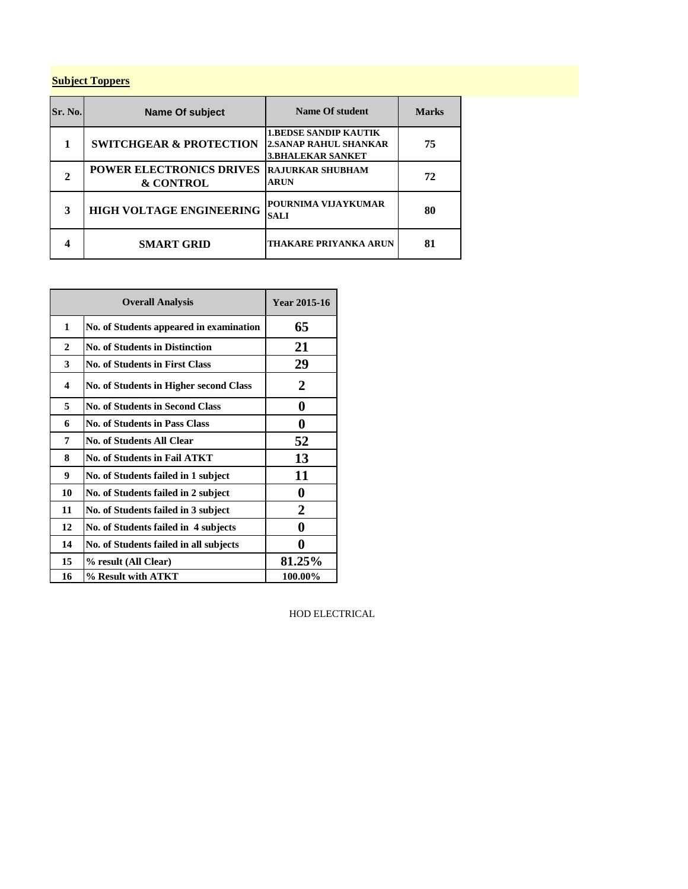**Subject Toppers**

| Sr. No. | Name Of subject | Name Of student | Marks |
|---|---|---|---|
| 1 | SWITCHGEAR & PROTECTION | 1.BEDSE SANDIP KAUTIK<br>2.SANAP RAHUL SHANKAR<br>3.BHALEKAR SANKET | 75 |
| 2 | POWER ELECTRONICS DRIVES & CONTROL | RAJURKAR SHUBHAM ARUN | 72 |
| 3 | HIGH VOLTAGE ENGINEERING | POURNIMA VIJAYKUMAR SALI | 80 |
| 4 | SMART GRID | THAKARE PRIYANKA ARUN | 81 |

| Overall Analysis | | Year 2015-16 |
|---|---|---|
| 1 | No. of Students appeared in examination | 65 |
| 2 | No. of Students in Distinction | 21 |
| 3 | No. of Students in First Class | 29 |
| 4 | No. of Students in Higher second Class | 2 |
| 5 | No. of Students in Second Class | 0 |
| 6 | No. of Students in Pass Class | 0 |
| 7 | No. of Students All Clear | 52 |
| 8 | No. of Students in Fail ATKT | 13 |
| 9 | No. of Students failed in 1 subject | 11 |
| 10 | No. of Students failed in 2 subject | 0 |
| 11 | No. of Students failed in 3 subject | 2 |
| 12 | No. of Students failed in 4 subjects | 0 |
| 14 | No. of Students failed in all subjects | 0 |
| 15 | % result (All Clear) | 81.25% |
| 16 | % Result with ATKT | 100.00% |

HOD ELECTRICAL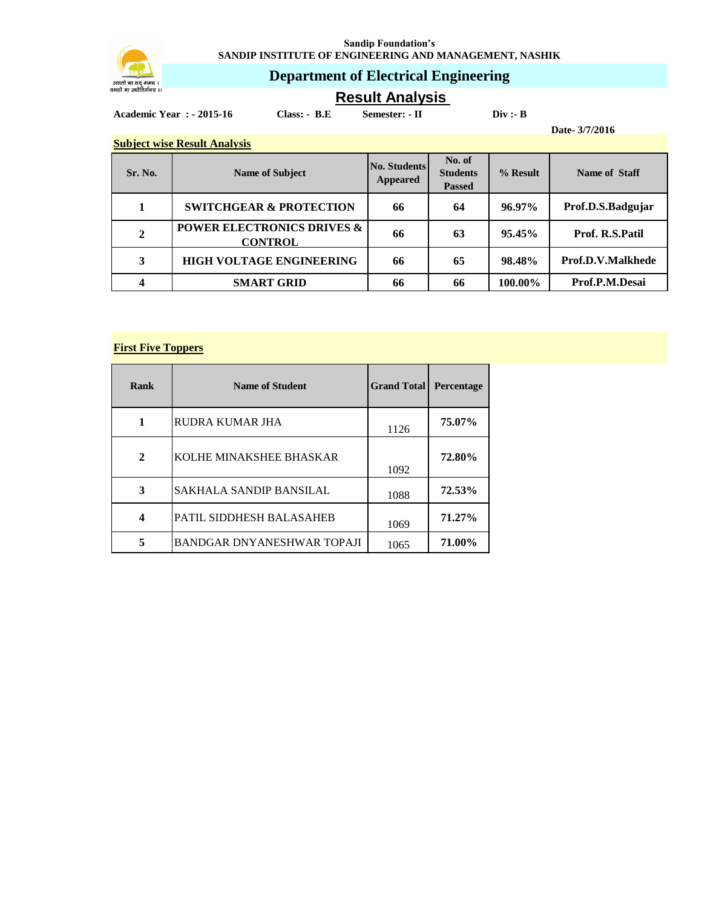Sandip Foundation's

SANDIP INSTITUTE OF ENGINEERING AND MANAGEMENT, NASHIK

## Department of Electrical Engineering

# Result Analysis

**Academic Year : - 2015-16** **Class: - B.E** **Semester: - II** **Div :- B**

**Date- 3/7/2016**

**Subject wise Result Analysis**

| Sr. No. | Name of Subject | No. Students Appeared | No. of Students Passed | % Result | Name of Staff |
|---|---|---|---|---|---|
| 1 | SWITCHGEAR & PROTECTION | 66 | 64 | 96.97% | Prof.D.S.Badgujar |
| 2 | POWER ELECTRONICS DRIVES & CONTROL | 66 | 63 | 95.45% | Prof. R.S.Patil |
| 3 | HIGH VOLTAGE ENGINEERING | 66 | 65 | 98.48% | Prof.D.V.Malkhede |
| 4 | SMART GRID | 66 | 66 | 100.00% | Prof.P.M.Desai |

**First Five Toppers**

| Rank | Name of Student | Grand Total | Percentage |
|---|---|---|---|
| 1 | RUDRA KUMAR JHA | 1126 | 75.07% |
| 2 | KOLHE MINAKSHEE BHASKAR | 1092 | 72.80% |
| 3 | SAKHALA SANDIP BANSILAL | 1088 | 72.53% |
| 4 | PATIL SIDDHESH BALASAHEB | 1069 | 71.27% |
| 5 | BANDGAR DNYANESHWAR TOPAJI | 1065 | 71.00% |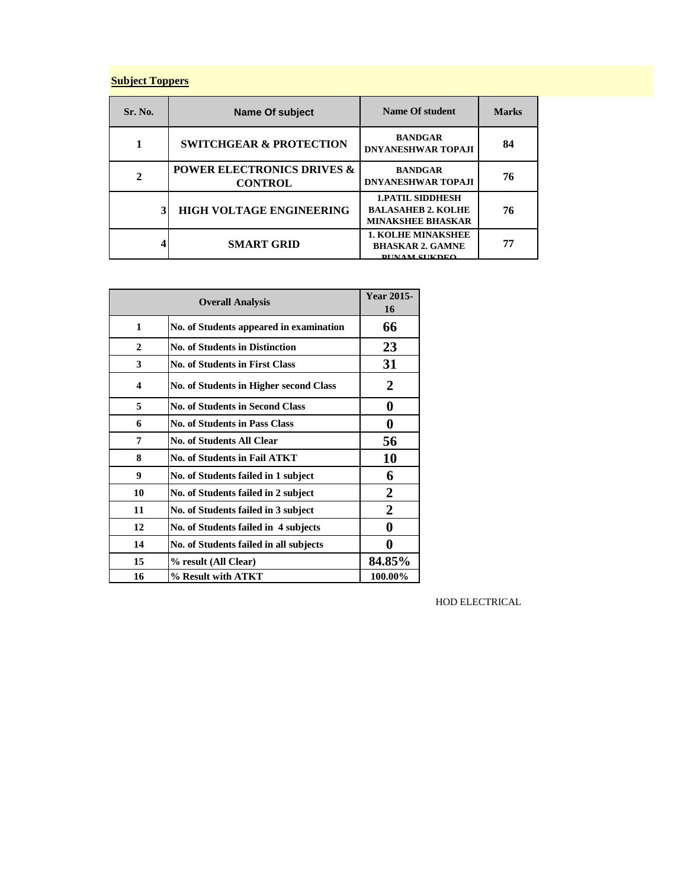**Subject Toppers**

| Sr. No. | Name Of subject | Name Of student | Marks |
|---|---|---|---|
| 1 | SWITCHGEAR & PROTECTION | BANDGAR DNYANESHWAR TOPAJI | 84 |
| 2 | POWER ELECTRONICS DRIVES & CONTROL | BANDGAR DNYANESHWAR TOPAJI | 76 |
| 3 | HIGH VOLTAGE ENGINEERING | 1.PATIL SIDDHESH BALASAHEB 2. KOLHE MINAKSHEE BHASKAR | 76 |
| 4 | SMART GRID | 1. KOLHE MINAKSHEE BHASKAR 2. GAMNE PUNAM SUKDEO | 77 |

| Overall Analysis | | Year 2015-16 |
|---|---|---|
| 1 | No. of Students appeared in examination | 66 |
| 2 | No. of Students in Distinction | 23 |
| 3 | No. of Students in First Class | 31 |
| 4 | No. of Students in Higher second Class | 2 |
| 5 | No. of Students in Second Class | 0 |
| 6 | No. of Students in Pass Class | 0 |
| 7 | No. of Students All Clear | 56 |
| 8 | No. of Students in Fail ATKT | 10 |
| 9 | No. of Students failed in 1 subject | 6 |
| 10 | No. of Students failed in 2 subject | 2 |
| 11 | No. of Students failed in 3 subject | 2 |
| 12 | No. of Students failed in 4 subjects | 0 |
| 14 | No. of Students failed in all subjects | 0 |
| 15 | % result (All Clear) | 84.85% |
| 16 | % Result with ATKT | 100.00% |

HOD ELECTRICAL